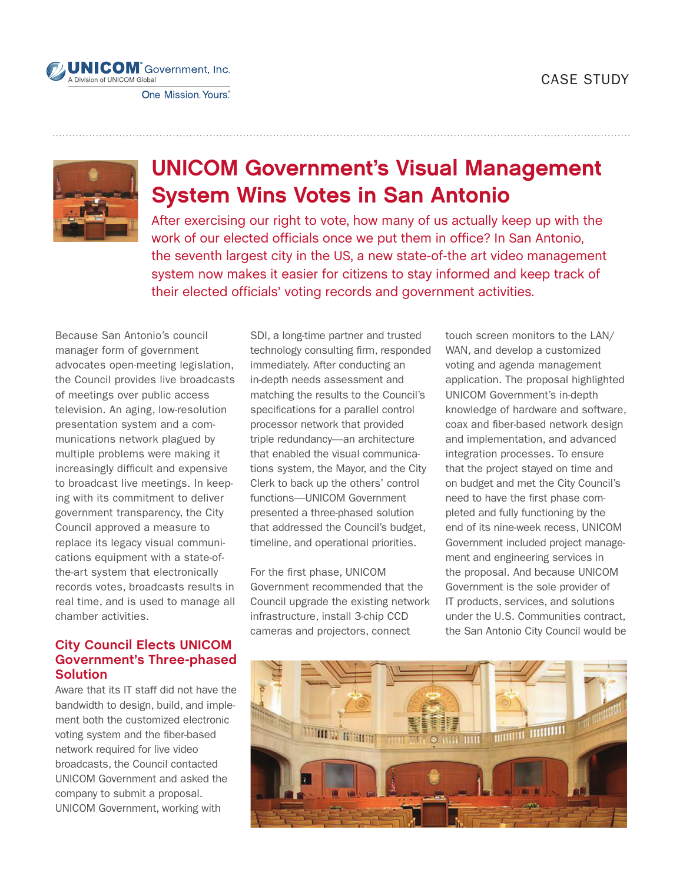UNICOM® Government, Inc.
A Division of UNICOM Global
One Mission. Yours.®

CASE STUDY

# UNICOM Government's Visual Management System Wins Votes in San Antonio

After exercising our right to vote, how many of us actually keep up with the work of our elected officials once we put them in office? In San Antonio, the seventh largest city in the US, a new state-of-the art video management system now makes it easier for citizens to stay informed and keep track of their elected officials' voting records and government activities.

Because San Antonio's council manager form of government advocates open-meeting legislation, the Council provides live broadcasts of meetings over public access television. An aging, low-resolution presentation system and a communications network plagued by multiple problems were making it increasingly difficult and expensive to broadcast live meetings. In keeping with its commitment to deliver government transparency, the City Council approved a measure to replace its legacy visual communications equipment with a state-of-the-art system that electronically records votes, broadcasts results in real time, and is used to manage all chamber activities.

## City Council Elects UNICOM Government's Three-phased Solution

Aware that its IT staff did not have the bandwidth to design, build, and implement both the customized electronic voting system and the fiber-based network required for live video broadcasts, the Council contacted UNICOM Government and asked the company to submit a proposal. UNICOM Government, working with SDI, a long-time partner and trusted technology consulting firm, responded immediately. After conducting an in-depth needs assessment and matching the results to the Council's specifications for a parallel control processor network that provided triple redundancy—an architecture that enabled the visual communications system, the Mayor, and the City Clerk to back up the others' control functions—UNICOM Government presented a three-phased solution that addressed the Council's budget, timeline, and operational priorities.

For the first phase, UNICOM Government recommended that the Council upgrade the existing network infrastructure, install 3-chip CCD cameras and projectors, connect touch screen monitors to the LAN/WAN, and develop a customized voting and agenda management application. The proposal highlighted UNICOM Government's in-depth knowledge of hardware and software, coax and fiber-based network design and implementation, and advanced integration processes. To ensure that the project stayed on time and on budget and met the City Council's need to have the first phase completed and fully functioning by the end of its nine-week recess, UNICOM Government included project management and engineering services in the proposal. And because UNICOM Government is the sole provider of IT products, services, and solutions under the U.S. Communities contract, the San Antonio City Council would be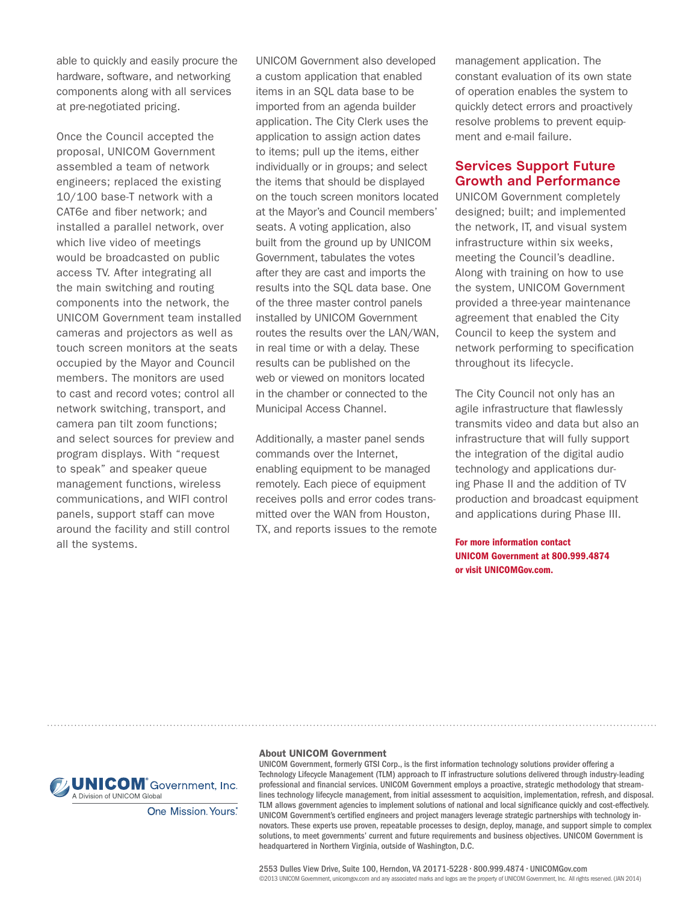able to quickly and easily procure the hardware, software, and networking components along with all services at pre-negotiated pricing.

Once the Council accepted the proposal, UNICOM Government assembled a team of network engineers; replaced the existing 10/100 base-T network with a CAT6e and fiber network; and installed a parallel network, over which live video of meetings would be broadcasted on public access TV. After integrating all the main switching and routing components into the network, the UNICOM Government team installed cameras and projectors as well as touch screen monitors at the seats occupied by the Mayor and Council members. The monitors are used to cast and record votes; control all network switching, transport, and camera pan tilt zoom functions; and select sources for preview and program displays. With "request to speak" and speaker queue management functions, wireless communications, and WIFI control panels, support staff can move around the facility and still control all the systems.

UNICOM Government also developed a custom application that enabled items in an SQL data base to be imported from an agenda builder application. The City Clerk uses the application to assign action dates to items; pull up the items, either individually or in groups; and select the items that should be displayed on the touch screen monitors located at the Mayor's and Council members' seats. A voting application, also built from the ground up by UNICOM Government, tabulates the votes after they are cast and imports the results into the SQL data base. One of the three master control panels installed by UNICOM Government routes the results over the LAN/WAN, in real time or with a delay. These results can be published on the web or viewed on monitors located in the chamber or connected to the Municipal Access Channel.

Additionally, a master panel sends commands over the Internet, enabling equipment to be managed remotely. Each piece of equipment receives polls and error codes transmitted over the WAN from Houston, TX, and reports issues to the remote management application. The constant evaluation of its own state of operation enables the system to quickly detect errors and proactively resolve problems to prevent equipment and e-mail failure.

## Services Support Future Growth and Performance

UNICOM Government completely designed; built; and implemented the network, IT, and visual system infrastructure within six weeks, meeting the Council's deadline. Along with training on how to use the system, UNICOM Government provided a three-year maintenance agreement that enabled the City Council to keep the system and network performing to specification throughout its lifecycle.

The City Council not only has an agile infrastructure that flawlessly transmits video and data but also an infrastructure that will fully support the integration of the digital audio technology and applications during Phase II and the addition of TV production and broadcast equipment and applications during Phase III.

**For more information contact UNICOM Government at 800.999.4874 or visit UNICOMGov.com.**

UNICOM Government, Inc.
A Division of UNICOM Global
One Mission. Yours.

**About UNICOM Government**

UNICOM Government, formerly GTSI Corp., is the first information technology solutions provider offering a Technology Lifecycle Management (TLM) approach to IT infrastructure solutions delivered through industry-leading professional and financial services. UNICOM Government employs a proactive, strategic methodology that streamlines technology lifecycle management, from initial assessment to acquisition, implementation, refresh, and disposal. TLM allows government agencies to implement solutions of national and local significance quickly and cost-effectively. UNICOM Government's certified engineers and project managers leverage strategic partnerships with technology innovators. These experts use proven, repeatable processes to design, deploy, manage, and support simple to complex solutions, to meet governments' current and future requirements and business objectives. UNICOM Government is headquartered in Northern Virginia, outside of Washington, D.C.

2553 Dulles View Drive, Suite 100, Herndon, VA 20171-5228 · 800.999.4874 · UNICOMGov.com

©2013 UNICOM Government, unicomgov.com and any associated marks and logos are the property of UNICOM Government, Inc. All rights reserved. (JAN 2014)